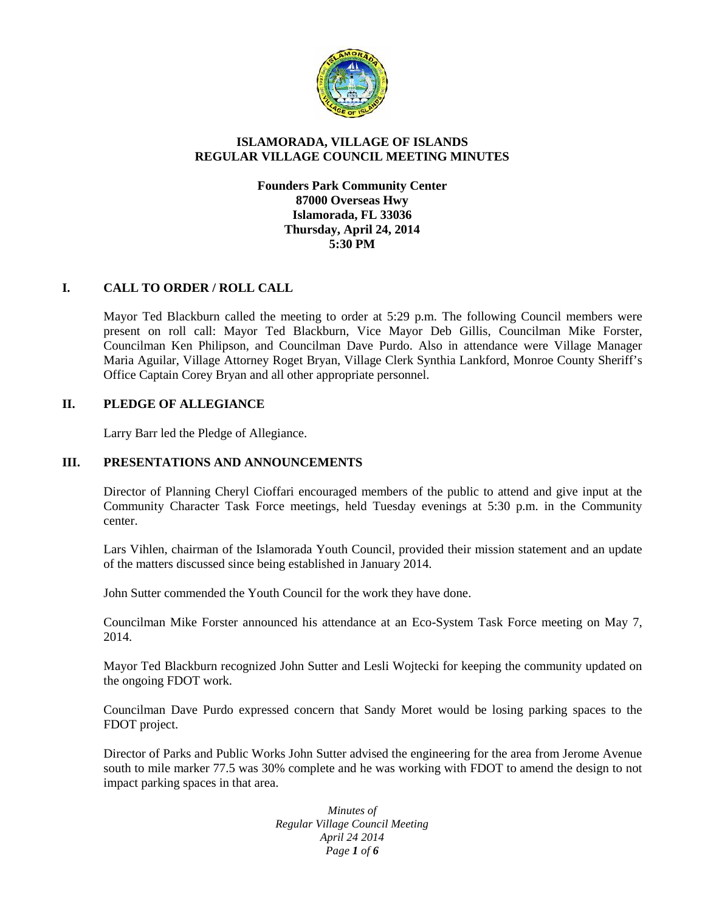# ISLAMORADA, VILLAGE OF ISLANDS
# REGULAR VILLAGE COUNCIL MEETING MINUTES

**Founders Park Community Center**
**87000 Overseas Hwy**
**Islamorada, FL 33036**
**Thursday, April 24, 2014**
**5:30 PM**

## I. CALL TO ORDER / ROLL CALL

Mayor Ted Blackburn called the meeting to order at 5:29 p.m. The following Council members were present on roll call: Mayor Ted Blackburn, Vice Mayor Deb Gillis, Councilman Mike Forster, Councilman Ken Philipson, and Councilman Dave Purdo. Also in attendance were Village Manager Maria Aguilar, Village Attorney Roget Bryan, Village Clerk Synthia Lankford, Monroe County Sheriff's Office Captain Corey Bryan and all other appropriate personnel.

## II. PLEDGE OF ALLEGIANCE

Larry Barr led the Pledge of Allegiance.

## III. PRESENTATIONS AND ANNOUNCEMENTS

Director of Planning Cheryl Cioffari encouraged members of the public to attend and give input at the Community Character Task Force meetings, held Tuesday evenings at 5:30 p.m. in the Community center.

Lars Vihlen, chairman of the Islamorada Youth Council, provided their mission statement and an update of the matters discussed since being established in January 2014.

John Sutter commended the Youth Council for the work they have done.

Councilman Mike Forster announced his attendance at an Eco-System Task Force meeting on May 7, 2014.

Mayor Ted Blackburn recognized John Sutter and Lesli Wojtecki for keeping the community updated on the ongoing FDOT work.

Councilman Dave Purdo expressed concern that Sandy Moret would be losing parking spaces to the FDOT project.

Director of Parks and Public Works John Sutter advised the engineering for the area from Jerome Avenue south to mile marker 77.5 was 30% complete and he was working with FDOT to amend the design to not impact parking spaces in that area.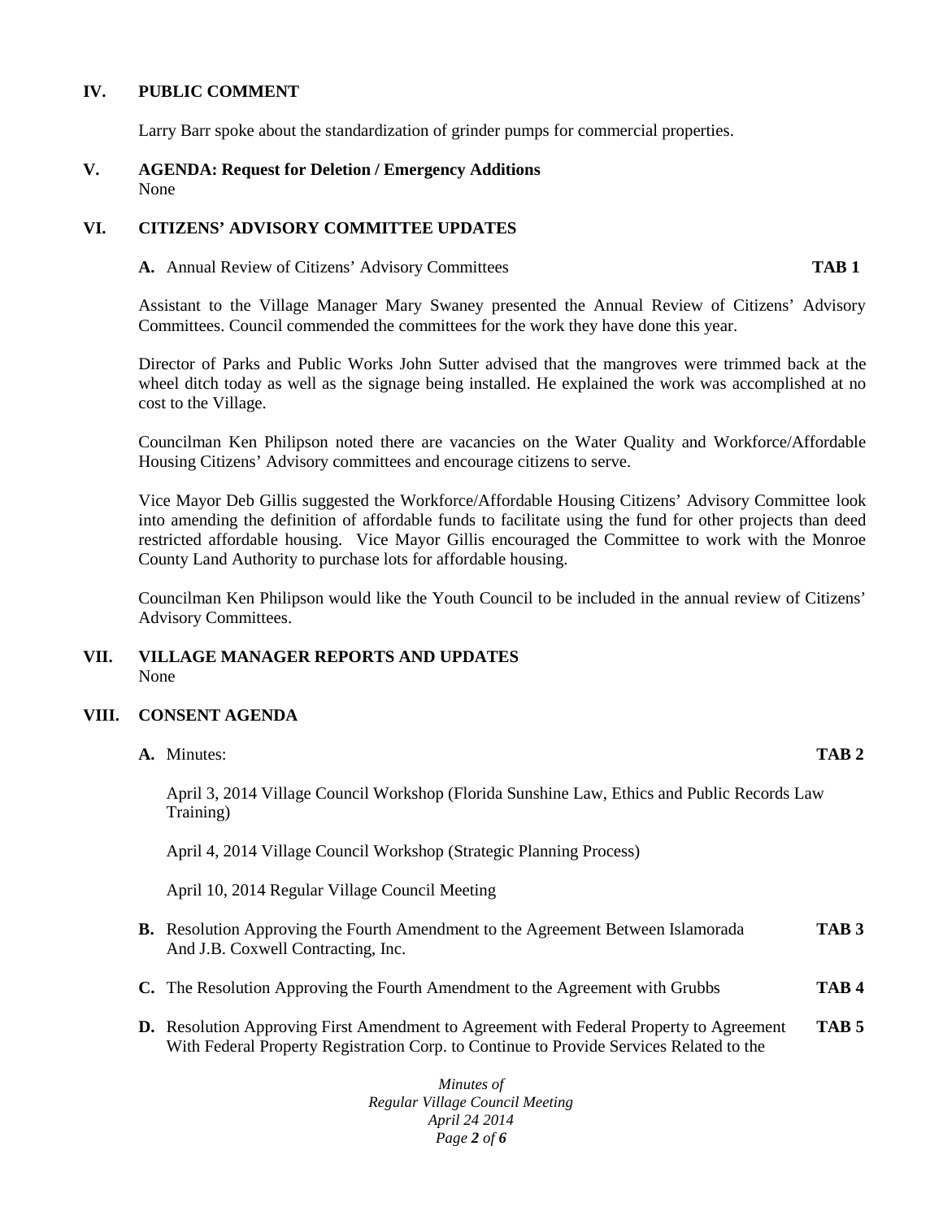## IV. PUBLIC COMMENT

Larry Barr spoke about the standardization of grinder pumps for commercial properties.

## V. AGENDA: Request for Deletion / Emergency Additions

None

## VI. CITIZENS' ADVISORY COMMITTEE UPDATES

**A.** Annual Review of Citizens' Advisory Committees **TAB 1**

Assistant to the Village Manager Mary Swaney presented the Annual Review of Citizens' Advisory Committees. Council commended the committees for the work they have done this year.

Director of Parks and Public Works John Sutter advised that the mangroves were trimmed back at the wheel ditch today as well as the signage being installed. He explained the work was accomplished at no cost to the Village.

Councilman Ken Philipson noted there are vacancies on the Water Quality and Workforce/Affordable Housing Citizens' Advisory committees and encourage citizens to serve.

Vice Mayor Deb Gillis suggested the Workforce/Affordable Housing Citizens' Advisory Committee look into amending the definition of affordable funds to facilitate using the fund for other projects than deed restricted affordable housing. Vice Mayor Gillis encouraged the Committee to work with the Monroe County Land Authority to purchase lots for affordable housing.

Councilman Ken Philipson would like the Youth Council to be included in the annual review of Citizens' Advisory Committees.

## VII. VILLAGE MANAGER REPORTS AND UPDATES

None

## VIII. CONSENT AGENDA

**A.** Minutes: **TAB 2**

April 3, 2014 Village Council Workshop (Florida Sunshine Law, Ethics and Public Records Law Training)

April 4, 2014 Village Council Workshop (Strategic Planning Process)

April 10, 2014 Regular Village Council Meeting

**B.** Resolution Approving the Fourth Amendment to the Agreement Between Islamorada And J.B. Coxwell Contracting, Inc. **TAB 3**

**C.** The Resolution Approving the Fourth Amendment to the Agreement with Grubbs **TAB 4**

**D.** Resolution Approving First Amendment to Agreement with Federal Property to Agreement With Federal Property Registration Corp. to Continue to Provide Services Related to the **TAB 5**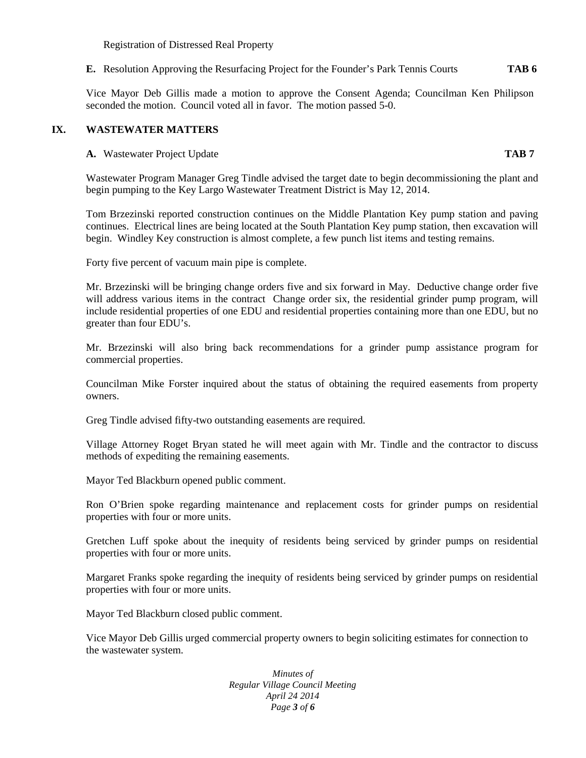Registration of Distressed Real Property

**E.** Resolution Approving the Resurfacing Project for the Founder's Park Tennis Courts **TAB 6**

Vice Mayor Deb Gillis made a motion to approve the Consent Agenda; Councilman Ken Philipson seconded the motion. Council voted all in favor. The motion passed 5-0.

## IX. WASTEWATER MATTERS

**A.** Wastewater Project Update **TAB 7**

Wastewater Program Manager Greg Tindle advised the target date to begin decommissioning the plant and begin pumping to the Key Largo Wastewater Treatment District is May 12, 2014.

Tom Brzezinski reported construction continues on the Middle Plantation Key pump station and paving continues. Electrical lines are being located at the South Plantation Key pump station, then excavation will begin. Windley Key construction is almost complete, a few punch list items and testing remains.

Forty five percent of vacuum main pipe is complete.

Mr. Brzezinski will be bringing change orders five and six forward in May. Deductive change order five will address various items in the contract Change order six, the residential grinder pump program, will include residential properties of one EDU and residential properties containing more than one EDU, but no greater than four EDU's.

Mr. Brzezinski will also bring back recommendations for a grinder pump assistance program for commercial properties.

Councilman Mike Forster inquired about the status of obtaining the required easements from property owners.

Greg Tindle advised fifty-two outstanding easements are required.

Village Attorney Roget Bryan stated he will meet again with Mr. Tindle and the contractor to discuss methods of expediting the remaining easements.

Mayor Ted Blackburn opened public comment.

Ron O'Brien spoke regarding maintenance and replacement costs for grinder pumps on residential properties with four or more units.

Gretchen Luff spoke about the inequity of residents being serviced by grinder pumps on residential properties with four or more units.

Margaret Franks spoke regarding the inequity of residents being serviced by grinder pumps on residential properties with four or more units.

Mayor Ted Blackburn closed public comment.

Vice Mayor Deb Gillis urged commercial property owners to begin soliciting estimates for connection to the wastewater system.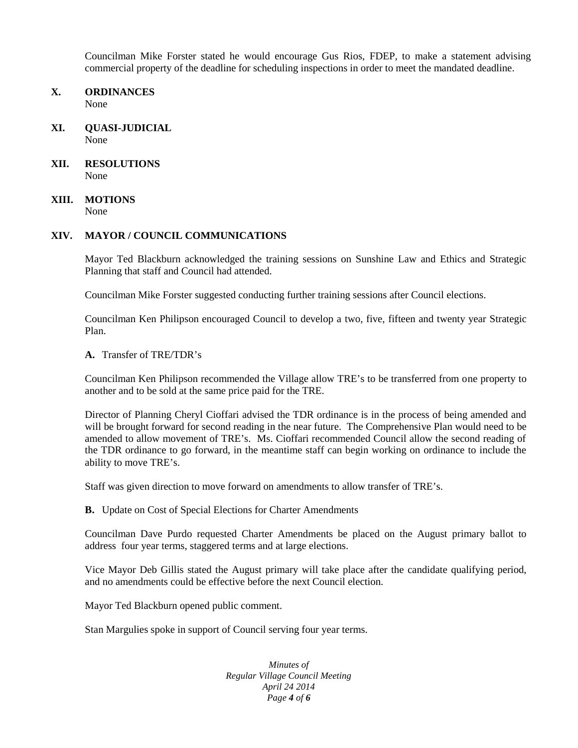Councilman Mike Forster stated he would encourage Gus Rios, FDEP, to make a statement advising commercial property of the deadline for scheduling inspections in order to meet the mandated deadline.

## X. ORDINANCES

None

## XI. QUASI-JUDICIAL

None

## XII. RESOLUTIONS

None

## XIII. MOTIONS

None

## XIV. MAYOR / COUNCIL COMMUNICATIONS

Mayor Ted Blackburn acknowledged the training sessions on Sunshine Law and Ethics and Strategic Planning that staff and Council had attended.

Councilman Mike Forster suggested conducting further training sessions after Council elections.

Councilman Ken Philipson encouraged Council to develop a two, five, fifteen and twenty year Strategic Plan.

**A.** Transfer of TRE/TDR's

Councilman Ken Philipson recommended the Village allow TRE's to be transferred from one property to another and to be sold at the same price paid for the TRE.

Director of Planning Cheryl Cioffari advised the TDR ordinance is in the process of being amended and will be brought forward for second reading in the near future. The Comprehensive Plan would need to be amended to allow movement of TRE's. Ms. Cioffari recommended Council allow the second reading of the TDR ordinance to go forward, in the meantime staff can begin working on ordinance to include the ability to move TRE's.

Staff was given direction to move forward on amendments to allow transfer of TRE's.

**B.** Update on Cost of Special Elections for Charter Amendments

Councilman Dave Purdo requested Charter Amendments be placed on the August primary ballot to address four year terms, staggered terms and at large elections.

Vice Mayor Deb Gillis stated the August primary will take place after the candidate qualifying period, and no amendments could be effective before the next Council election.

Mayor Ted Blackburn opened public comment.

Stan Margulies spoke in support of Council serving four year terms.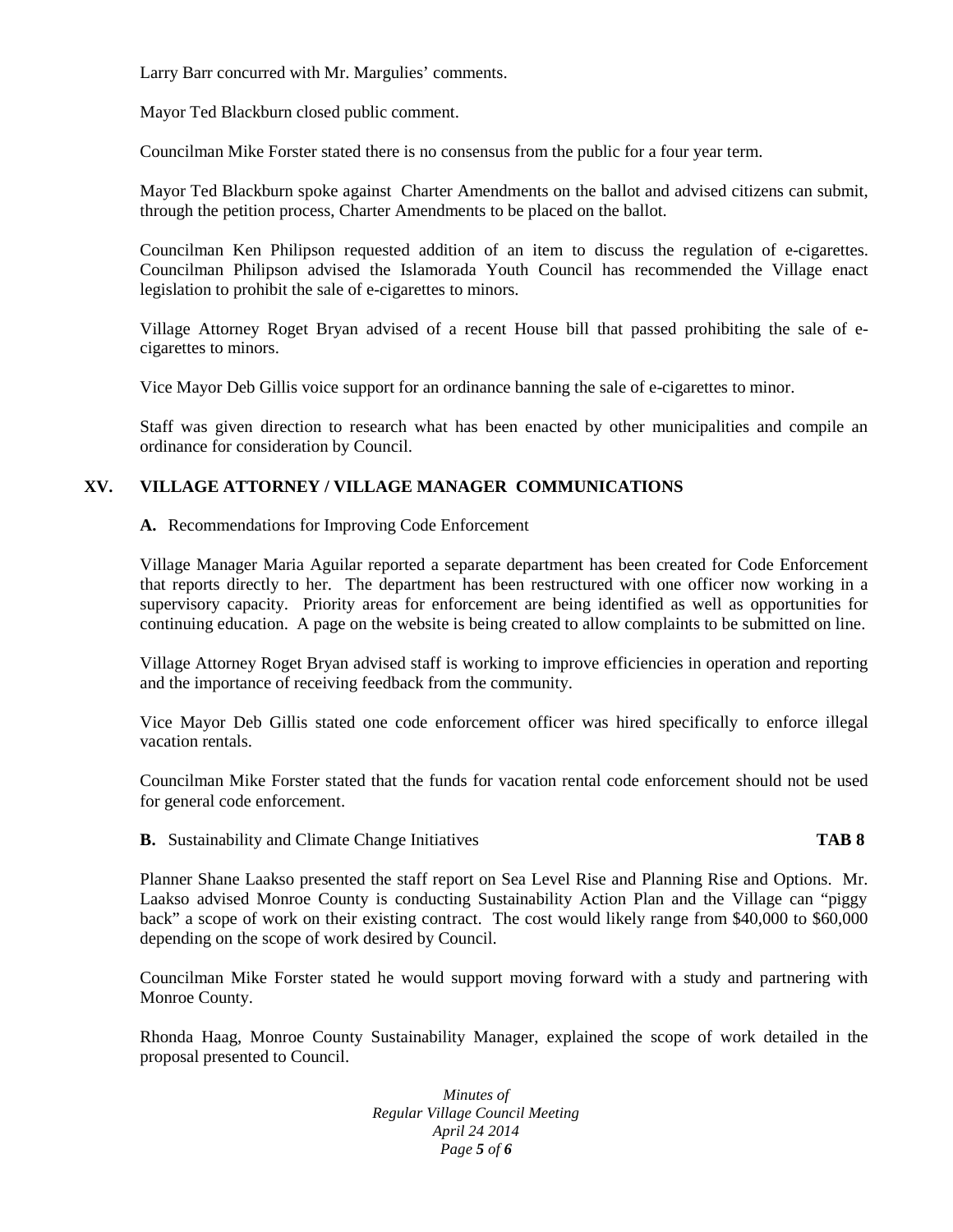Larry Barr concurred with Mr. Margulies' comments.

Mayor Ted Blackburn closed public comment.

Councilman Mike Forster stated there is no consensus from the public for a four year term.

Mayor Ted Blackburn spoke against Charter Amendments on the ballot and advised citizens can submit, through the petition process, Charter Amendments to be placed on the ballot.

Councilman Ken Philipson requested addition of an item to discuss the regulation of e-cigarettes. Councilman Philipson advised the Islamorada Youth Council has recommended the Village enact legislation to prohibit the sale of e-cigarettes to minors.

Village Attorney Roget Bryan advised of a recent House bill that passed prohibiting the sale of e-cigarettes to minors.

Vice Mayor Deb Gillis voice support for an ordinance banning the sale of e-cigarettes to minor.

Staff was given direction to research what has been enacted by other municipalities and compile an ordinance for consideration by Council.

## XV. VILLAGE ATTORNEY / VILLAGE MANAGER COMMUNICATIONS

**A.** Recommendations for Improving Code Enforcement

Village Manager Maria Aguilar reported a separate department has been created for Code Enforcement that reports directly to her. The department has been restructured with one officer now working in a supervisory capacity. Priority areas for enforcement are being identified as well as opportunities for continuing education. A page on the website is being created to allow complaints to be submitted on line.

Village Attorney Roget Bryan advised staff is working to improve efficiencies in operation and reporting and the importance of receiving feedback from the community.

Vice Mayor Deb Gillis stated one code enforcement officer was hired specifically to enforce illegal vacation rentals.

Councilman Mike Forster stated that the funds for vacation rental code enforcement should not be used for general code enforcement.

**B.** Sustainability and Climate Change Initiatives **TAB 8**

Planner Shane Laakso presented the staff report on Sea Level Rise and Planning Rise and Options. Mr. Laakso advised Monroe County is conducting Sustainability Action Plan and the Village can "piggy back" a scope of work on their existing contract. The cost would likely range from $40,000 to $60,000 depending on the scope of work desired by Council.

Councilman Mike Forster stated he would support moving forward with a study and partnering with Monroe County.

Rhonda Haag, Monroe County Sustainability Manager, explained the scope of work detailed in the proposal presented to Council.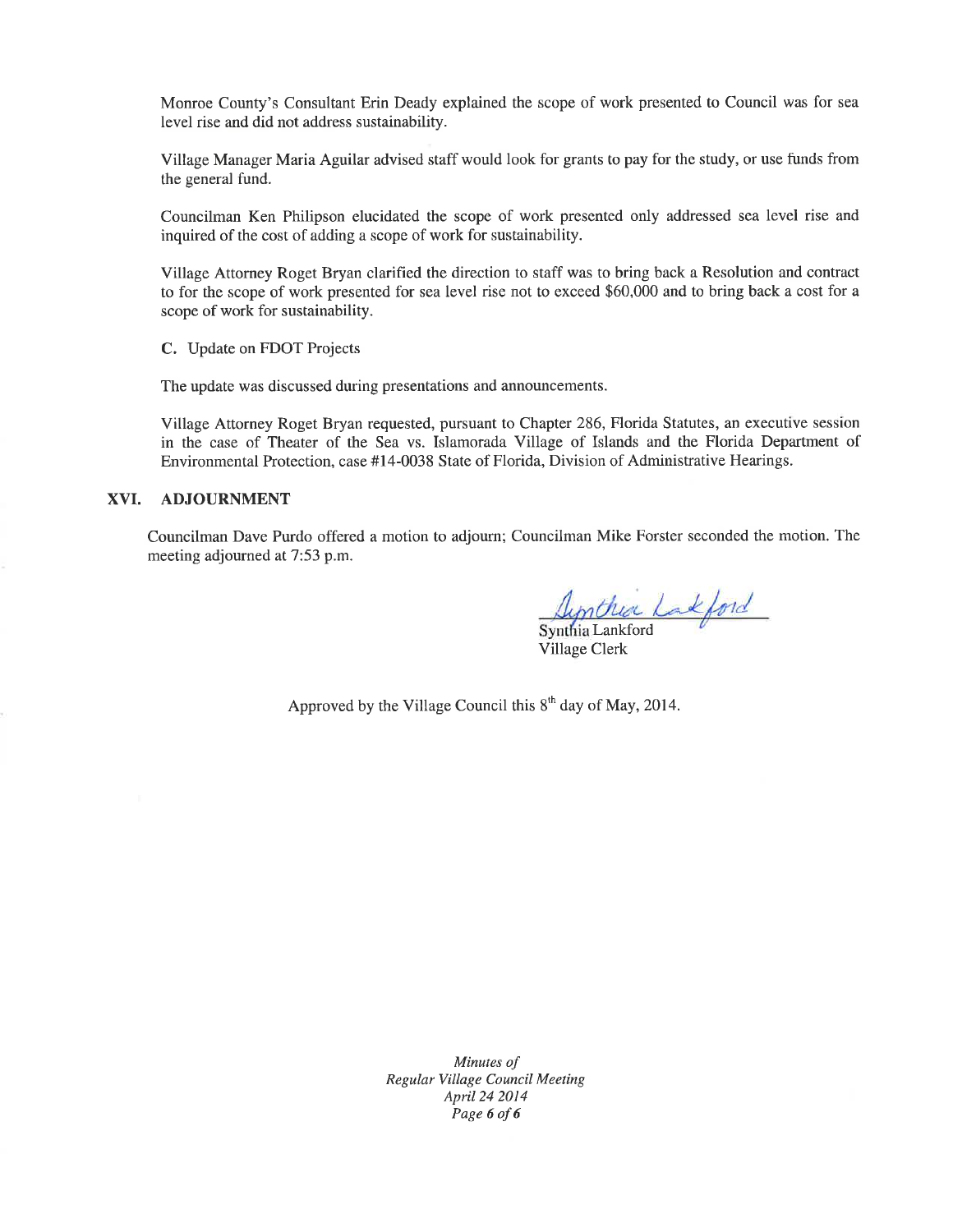Monroe County's Consultant Erin Deady explained the scope of work presented to Council was for sea level rise and did not address sustainability.

Village Manager Maria Aguilar advised staff would look for grants to pay for the study, or use funds from the general fund.

Councilman Ken Philipson elucidated the scope of work presented only addressed sea level rise and inquired of the cost of adding a scope of work for sustainability.

Village Attorney Roget Bryan clarified the direction to staff was to bring back a Resolution and contract to for the scope of work presented for sea level rise not to exceed $60,000 and to bring back a cost for a scope of work for sustainability.

C. Update on FDOT Projects

The update was discussed during presentations and announcements.

Village Attorney Roget Bryan requested, pursuant to Chapter 286, Florida Statutes, an executive session in the case of Theater of the Sea vs. Islamorada Village of Islands and the Florida Department of Environmental Protection, case #14-0038 State of Florida, Division of Administrative Hearings.

## XVI. ADJOURNMENT

Councilman Dave Purdo offered a motion to adjourn; Councilman Mike Forster seconded the motion. The meeting adjourned at 7:53 p.m.

Synthia Lankford
Village Clerk

Approved by the Village Council this 8th day of May, 2014.